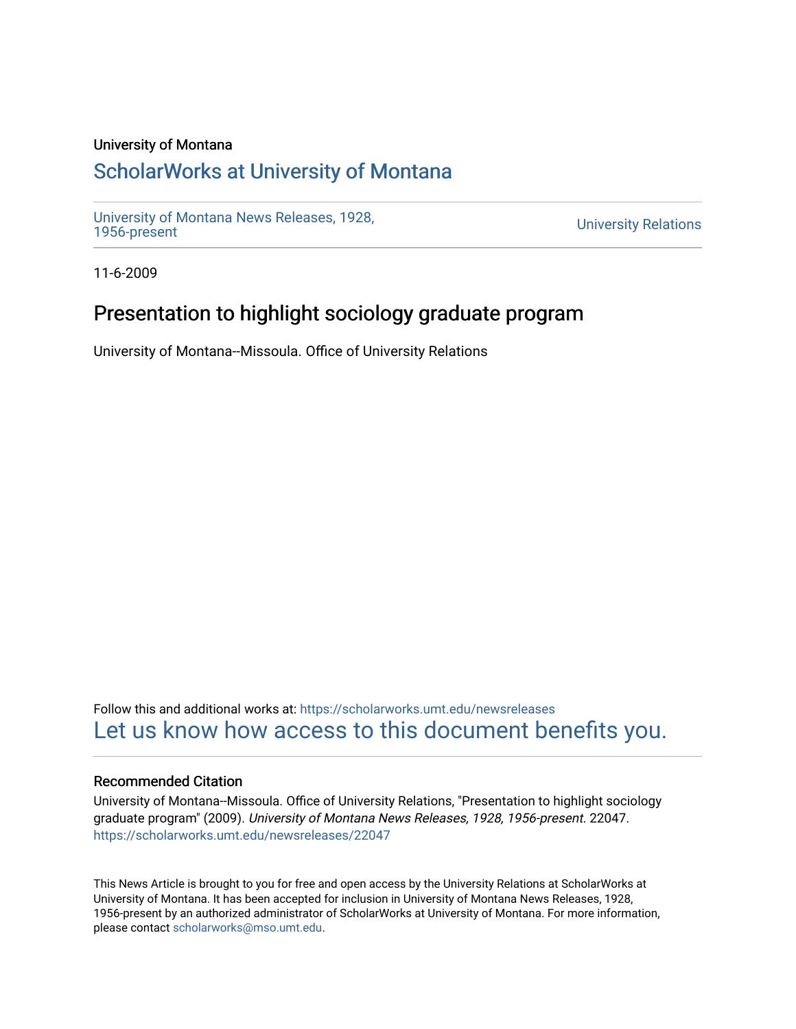University of Montana

## ScholarWorks at University of Montana

University of Montana News Releases, 1928, 1956-present

University Relations

11-6-2009

# Presentation to highlight sociology graduate program

University of Montana--Missoula. Office of University Relations

Follow this and additional works at: https://scholarworks.umt.edu/newsreleases

Let us know how access to this document benefits you.

### Recommended Citation

University of Montana--Missoula. Office of University Relations, "Presentation to highlight sociology graduate program" (2009). *University of Montana News Releases, 1928, 1956-present*. 22047.
https://scholarworks.umt.edu/newsreleases/22047

This News Article is brought to you for free and open access by the University Relations at ScholarWorks at University of Montana. It has been accepted for inclusion in University of Montana News Releases, 1928, 1956-present by an authorized administrator of ScholarWorks at University of Montana. For more information, please contact scholarworks@mso.umt.edu.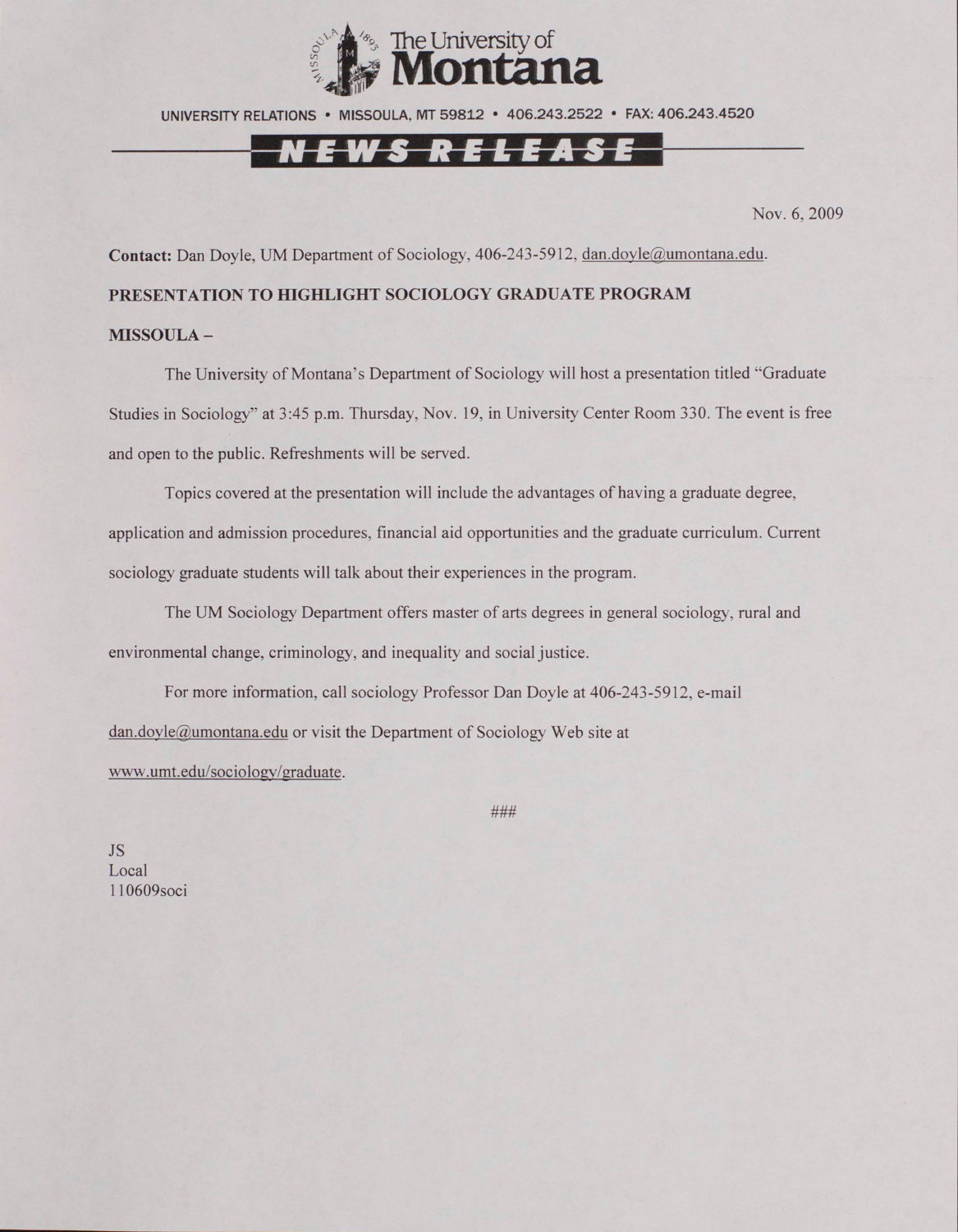The University of Montana

UNIVERSITY RELATIONS • MISSOULA, MT 59812 • 406.243.2522 • FAX: 406.243.4520

**NEWS RELEASE**

Nov. 6, 2009

**Contact:** Dan Doyle, UM Department of Sociology, 406-243-5912, dan.doyle@umontana.edu.

**PRESENTATION TO HIGHLIGHT SOCIOLOGY GRADUATE PROGRAM**

**MISSOULA –**

The University of Montana's Department of Sociology will host a presentation titled "Graduate Studies in Sociology" at 3:45 p.m. Thursday, Nov. 19, in University Center Room 330. The event is free and open to the public. Refreshments will be served.

Topics covered at the presentation will include the advantages of having a graduate degree, application and admission procedures, financial aid opportunities and the graduate curriculum. Current sociology graduate students will talk about their experiences in the program.

The UM Sociology Department offers master of arts degrees in general sociology, rural and environmental change, criminology, and inequality and social justice.

For more information, call sociology Professor Dan Doyle at 406-243-5912, e-mail dan.doyle@umontana.edu or visit the Department of Sociology Web site at www.umt.edu/sociology/graduate.

###

JS
Local
110609soci